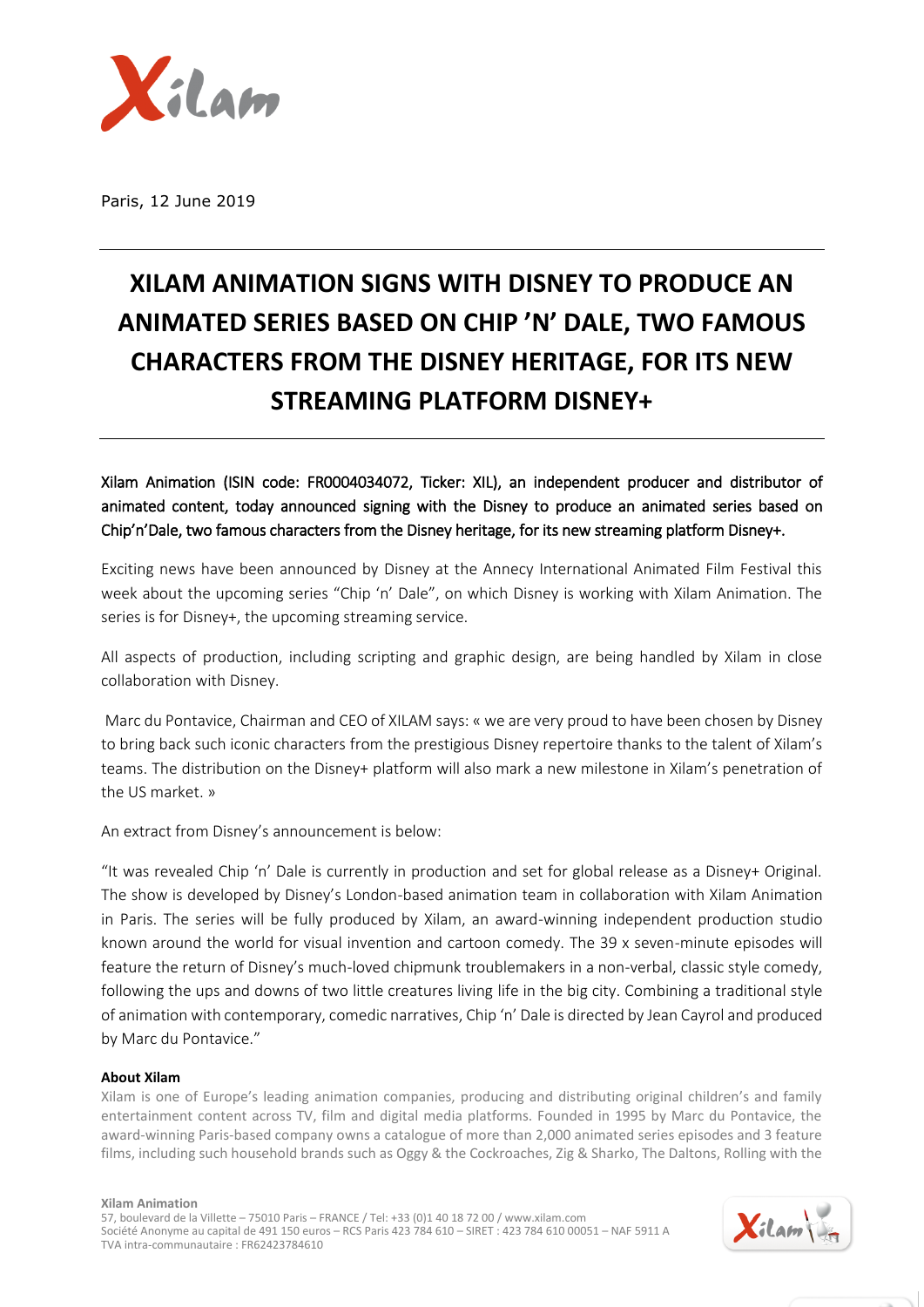Paris, 12 June 2019

# XILAM ANIMATION SIGNS WITH DISNEY TO PRODUCE AN ANIMATED SERIES BASED ON CHIP 'N' DALE, TWO FAMOUS CHARACTERS FROM THE DISNEY HERITAGE, FOR ITS NEW STREAMING PLATFORM DISNEY+

Xilam Animation (ISIN code: FR0004034072, Ticker: XIL), an independent producer and distributor of animated content, today announced signing with the Disney to produce an animated series based on Chip'n'Dale, two famous characters from the Disney heritage, for its new streaming platform Disney+.

Exciting news have been announced by Disney at the Annecy International Animated Film Festival this week about the upcoming series "Chip 'n' Dale", on which Disney is working with Xilam Animation. The series is for Disney+, the upcoming streaming service.

All aspects of production, including scripting and graphic design, are being handled by Xilam in close collaboration with Disney.

Marc du Pontavice, Chairman and CEO of XILAM says: « we are very proud to have been chosen by Disney to bring back such iconic characters from the prestigious Disney repertoire thanks to the talent of Xilam's teams. The distribution on the Disney+ platform will also mark a new milestone in Xilam's penetration of the US market. »

An extract from Disney's announcement is below:

"It was revealed Chip 'n' Dale is currently in production and set for global release as a Disney+ Original. The show is developed by Disney's London-based animation team in collaboration with Xilam Animation in Paris. The series will be fully produced by Xilam, an award-winning independent production studio known around the world for visual invention and cartoon comedy. The 39 x seven-minute episodes will feature the return of Disney's much-loved chipmunk troublemakers in a non-verbal, classic style comedy, following the ups and downs of two little creatures living life in the big city. Combining a traditional style of animation with contemporary, comedic narratives, Chip 'n' Dale is directed by Jean Cayrol and produced by Marc du Pontavice."

**About Xilam**

Xilam is one of Europe's leading animation companies, producing and distributing original children's and family entertainment content across TV, film and digital media platforms. Founded in 1995 by Marc du Pontavice, the award-winning Paris-based company owns a catalogue of more than 2,000 animated series episodes and 3 feature films, including such household brands such as Oggy & the Cockroaches, Zig & Sharko, The Daltons, Rolling with the

**Xilam Animation**
57, boulevard de la Villette – 75010 Paris – FRANCE / Tel: +33 (0)1 40 18 72 00 / www.xilam.com
Société Anonyme au capital de 491 150 euros – RCS Paris 423 784 610 – SIRET : 423 784 610 00051 – NAF 5911 A
TVA intra-communautaire : FR62423784610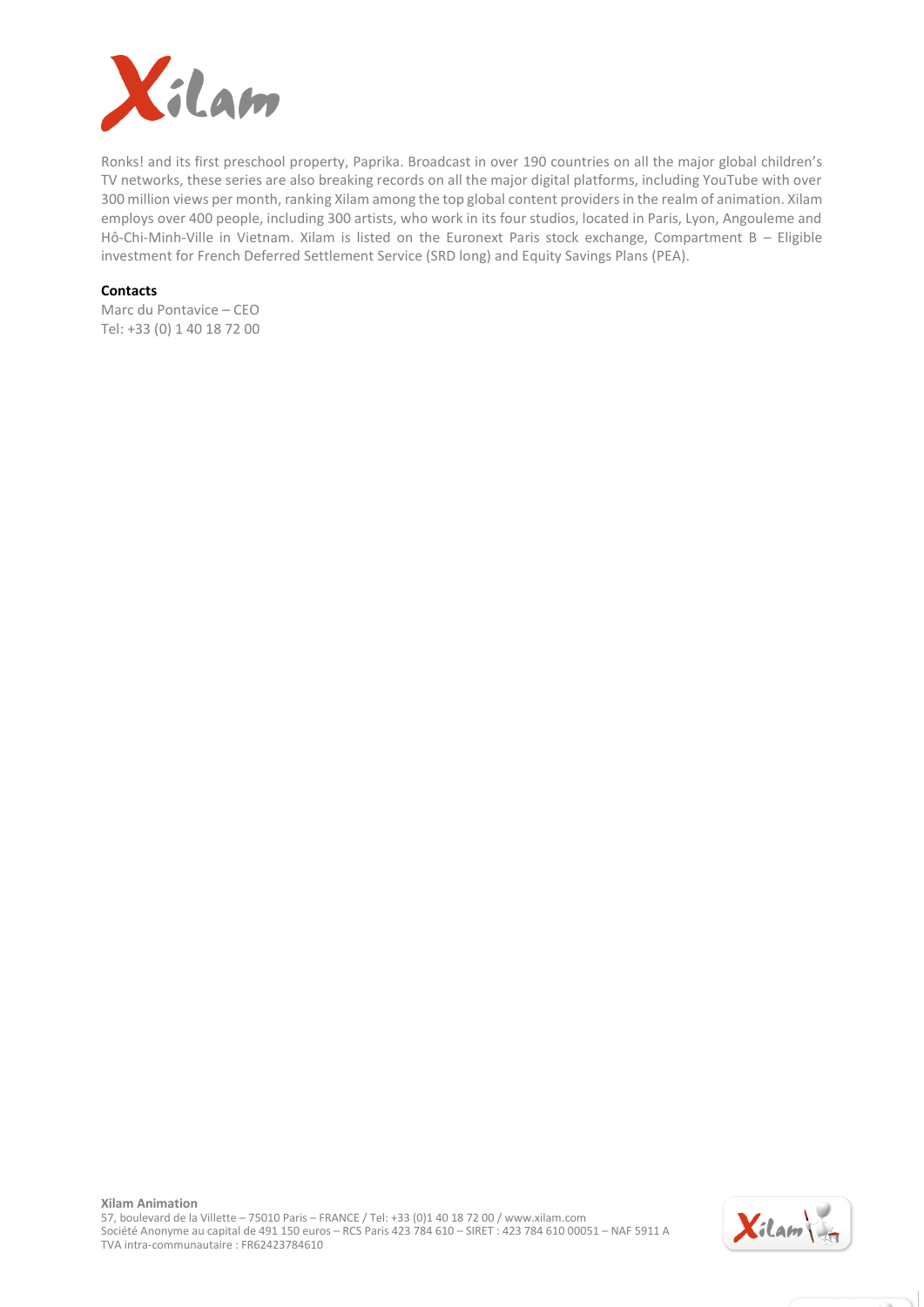Ronks! and its first preschool property, Paprika. Broadcast in over 190 countries on all the major global children's TV networks, these series are also breaking records on all the major digital platforms, including YouTube with over 300 million views per month, ranking Xilam among the top global content providers in the realm of animation. Xilam employs over 400 people, including 300 artists, who work in its four studios, located in Paris, Lyon, Angouleme and Hô-Chi-Minh-Ville in Vietnam. Xilam is listed on the Euronext Paris stock exchange, Compartment B – Eligible investment for French Deferred Settlement Service (SRD long) and Equity Savings Plans (PEA).

**Contacts**

Marc du Pontavice – CEO
Tel: +33 (0) 1 40 18 72 00

**Xilam Animation**
57, boulevard de la Villette – 75010 Paris – FRANCE / Tel: +33 (0)1 40 18 72 00 / www.xilam.com
Société Anonyme au capital de 491 150 euros – RCS Paris 423 784 610 – SIRET : 423 784 610 00051 – NAF 5911 A
TVA intra-communautaire : FR62423784610